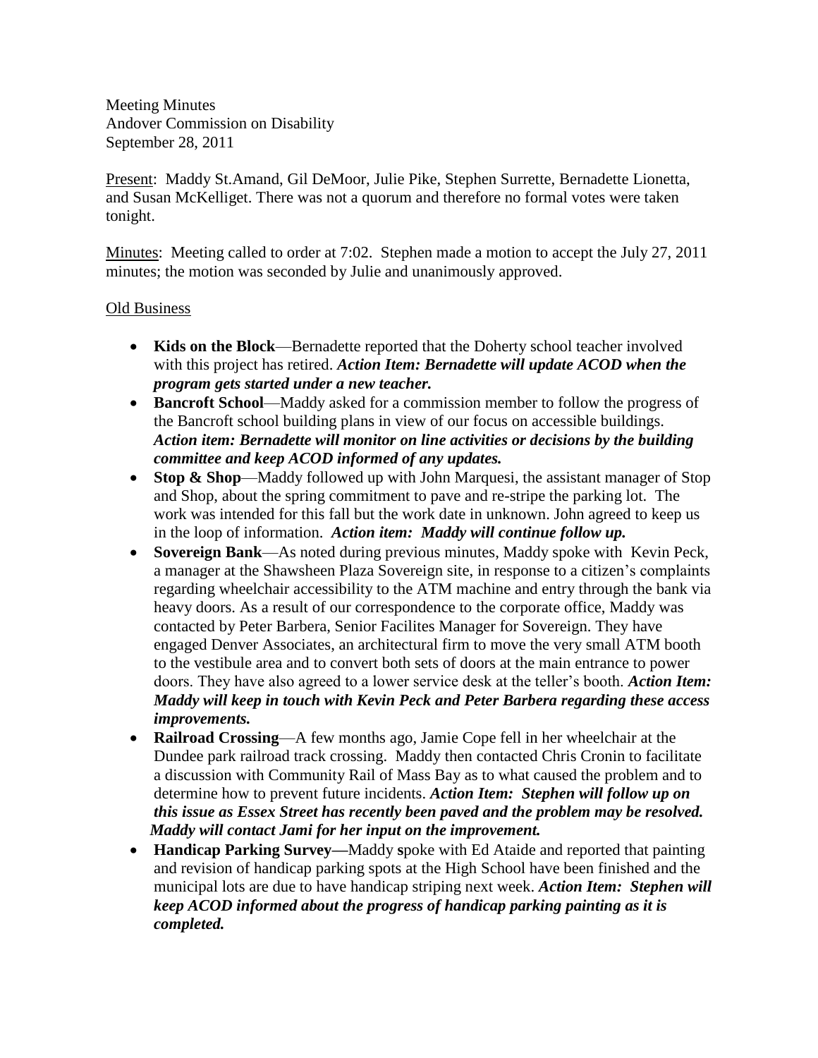Meeting Minutes
Andover Commission on Disability
September 28, 2011

Present: Maddy St.Amand, Gil DeMoor, Julie Pike, Stephen Surrette, Bernadette Lionetta, and Susan McKelliget. There was not a quorum and therefore no formal votes were taken tonight.

Minutes: Meeting called to order at 7:02. Stephen made a motion to accept the July 27, 2011 minutes; the motion was seconded by Julie and unanimously approved.

Old Business

- **Kids on the Block**—Bernadette reported that the Doherty school teacher involved with this project has retired. ***Action Item: Bernadette will update ACOD when the program gets started under a new teacher.***
- **Bancroft School**—Maddy asked for a commission member to follow the progress of the Bancroft school building plans in view of our focus on accessible buildings. ***Action item: Bernadette will monitor on line activities or decisions by the building committee and keep ACOD informed of any updates.***
- **Stop & Shop**—Maddy followed up with John Marquesi, the assistant manager of Stop and Shop, about the spring commitment to pave and re-stripe the parking lot. The work was intended for this fall but the work date in unknown. John agreed to keep us in the loop of information. ***Action item: Maddy will continue follow up.***
- **Sovereign Bank**—As noted during previous minutes, Maddy spoke with Kevin Peck, a manager at the Shawsheen Plaza Sovereign site, in response to a citizen's complaints regarding wheelchair accessibility to the ATM machine and entry through the bank via heavy doors. As a result of our correspondence to the corporate office, Maddy was contacted by Peter Barbera, Senior Facilites Manager for Sovereign. They have engaged Denver Associates, an architectural firm to move the very small ATM booth to the vestibule area and to convert both sets of doors at the main entrance to power doors. They have also agreed to a lower service desk at the teller's booth. ***Action Item: Maddy will keep in touch with Kevin Peck and Peter Barbera regarding these access improvements.***
- **Railroad Crossing**—A few months ago, Jamie Cope fell in her wheelchair at the Dundee park railroad track crossing. Maddy then contacted Chris Cronin to facilitate a discussion with Community Rail of Mass Bay as to what caused the problem and to determine how to prevent future incidents. ***Action Item: Stephen will follow up on this issue as Essex Street has recently been paved and the problem may be resolved. Maddy will contact Jami for her input on the improvement.***
- **Handicap Parking Survey—**Maddy spoke with Ed Ataide and reported that painting and revision of handicap parking spots at the High School have been finished and the municipal lots are due to have handicap striping next week. ***Action Item: Stephen will keep ACOD informed about the progress of handicap parking painting as it is completed.***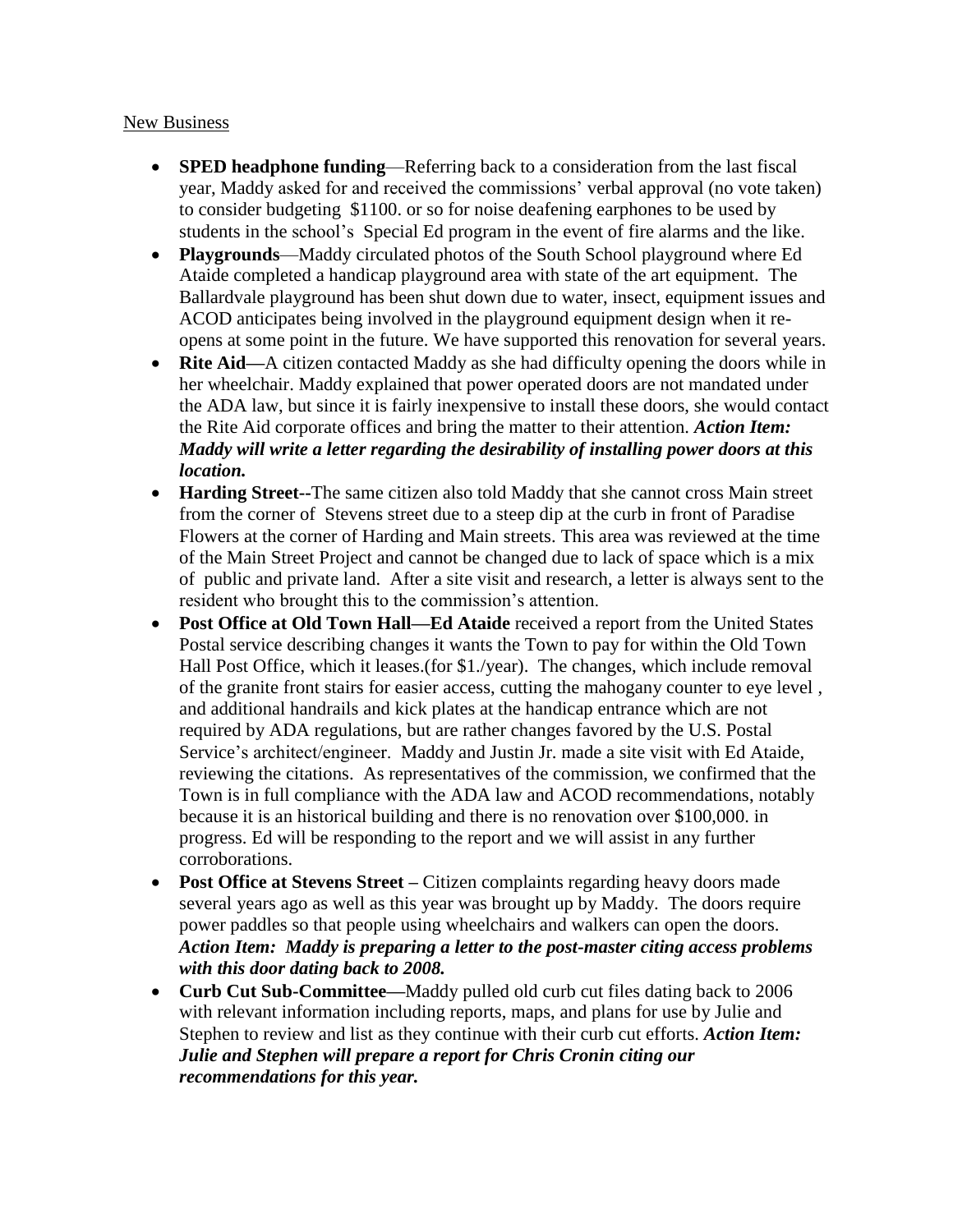<u>New Business</u>

- **SPED headphone funding**—Referring back to a consideration from the last fiscal year, Maddy asked for and received the commissions' verbal approval (no vote taken) to consider budgeting $1100. or so for noise deafening earphones to be used by students in the school's Special Ed program in the event of fire alarms and the like.
- **Playgrounds**—Maddy circulated photos of the South School playground where Ed Ataide completed a handicap playground area with state of the art equipment. The Ballardvale playground has been shut down due to water, insect, equipment issues and ACOD anticipates being involved in the playground equipment design when it re-opens at some point in the future. We have supported this renovation for several years.
- **Rite Aid—**A citizen contacted Maddy as she had difficulty opening the doors while in her wheelchair. Maddy explained that power operated doors are not mandated under the ADA law, but since it is fairly inexpensive to install these doors, she would contact the Rite Aid corporate offices and bring the matter to their attention. ***Action Item: Maddy will write a letter regarding the desirability of installing power doors at this location.***
- **Harding Street--**The same citizen also told Maddy that she cannot cross Main street from the corner of Stevens street due to a steep dip at the curb in front of Paradise Flowers at the corner of Harding and Main streets. This area was reviewed at the time of the Main Street Project and cannot be changed due to lack of space which is a mix of public and private land. After a site visit and research, a letter is always sent to the resident who brought this to the commission's attention.
- **Post Office at Old Town Hall—Ed Ataide** received a report from the United States Postal service describing changes it wants the Town to pay for within the Old Town Hall Post Office, which it leases.(for $1./year). The changes, which include removal of the granite front stairs for easier access, cutting the mahogany counter to eye level , and additional handrails and kick plates at the handicap entrance which are not required by ADA regulations, but are rather changes favored by the U.S. Postal Service's architect/engineer. Maddy and Justin Jr. made a site visit with Ed Ataide, reviewing the citations. As representatives of the commission, we confirmed that the Town is in full compliance with the ADA law and ACOD recommendations, notably because it is an historical building and there is no renovation over $100,000. in progress. Ed will be responding to the report and we will assist in any further corroborations.
- **Post Office at Stevens Street –** Citizen complaints regarding heavy doors made several years ago as well as this year was brought up by Maddy. The doors require power paddles so that people using wheelchairs and walkers can open the doors. ***Action Item: Maddy is preparing a letter to the post-master citing access problems with this door dating back to 2008.***
- **Curb Cut Sub-Committee—**Maddy pulled old curb cut files dating back to 2006 with relevant information including reports, maps, and plans for use by Julie and Stephen to review and list as they continue with their curb cut efforts. ***Action Item: Julie and Stephen will prepare a report for Chris Cronin citing our recommendations for this year.***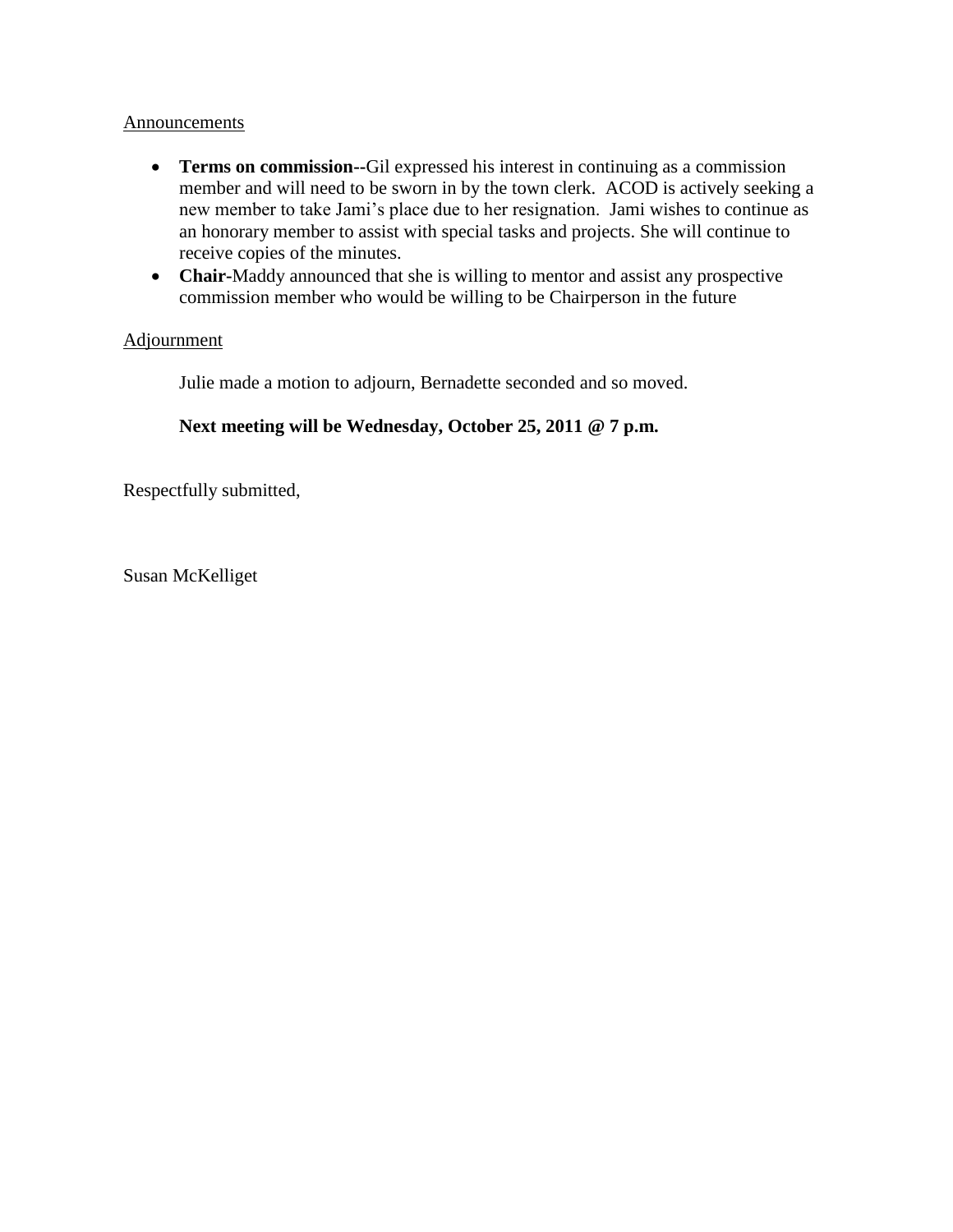Announcements

- **Terms on commission--**Gil expressed his interest in continuing as a commission member and will need to be sworn in by the town clerk. ACOD is actively seeking a new member to take Jami's place due to her resignation. Jami wishes to continue as an honorary member to assist with special tasks and projects. She will continue to receive copies of the minutes.
- **Chair**-Maddy announced that she is willing to mentor and assist any prospective commission member who would be willing to be Chairperson in the future

Adjournment

Julie made a motion to adjourn, Bernadette seconded and so moved.

**Next meeting will be Wednesday, October 25, 2011 @ 7 p.m.**

Respectfully submitted,

Susan McKelliget